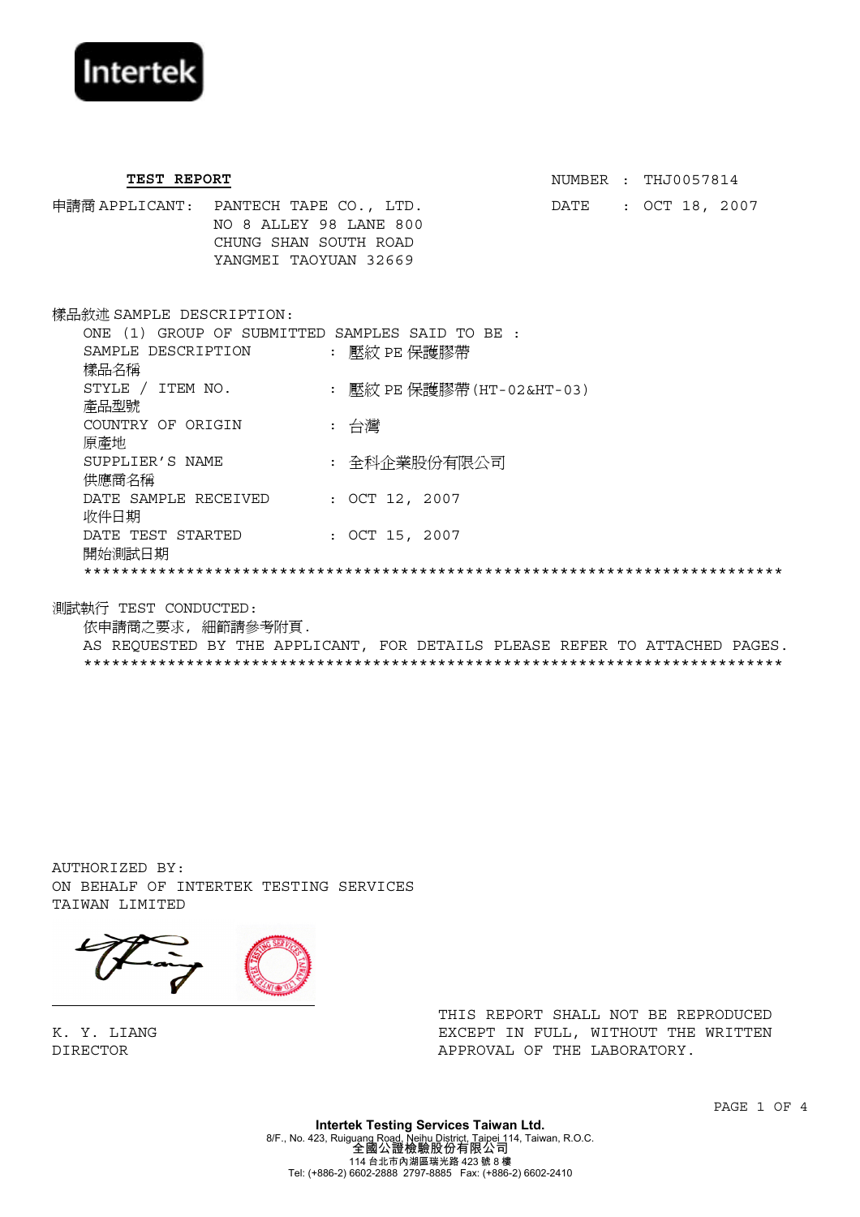Intertek

**TEST REPORT**

NUMBER : THJ0057814

DATE : OCT 18, 2007

申請商 APPLICANT: PANTECH TAPE CO., LTD.
NO 8 ALLEY 98 LANE 800
CHUNG SHAN SOUTH ROAD
YANGMEI TAOYUAN 32669

樣品敘述 SAMPLE DESCRIPTION:

ONE (1) GROUP OF SUBMITTED SAMPLES SAID TO BE :

| | |
|---|---|
| SAMPLE DESCRIPTION 樣品名稱 | : 壓紋 PE 保護膠帶 |
| STYLE / ITEM NO. 產品型號 | : 壓紋 PE 保護膠帶(HT-02&HT-03) |
| COUNTRY OF ORIGIN 原產地 | : 台灣 |
| SUPPLIER'S NAME 供應商名稱 | : 全科企業股份有限公司 |
| DATE SAMPLE RECEIVED 收件日期 | : OCT 12, 2007 |
| DATE TEST STARTED 開始測試日期 | : OCT 15, 2007 |

****************************************************************************

測試執行 TEST CONDUCTED:

依申請商之要求, 細節請參考附頁.

AS REQUESTED BY THE APPLICANT, FOR DETAILS PLEASE REFER TO ATTACHED PAGES.

****************************************************************************

AUTHORIZED BY:
ON BEHALF OF INTERTEK TESTING SERVICES
TAIWAN LIMITED

K. Y. LIANG
DIRECTOR

THIS REPORT SHALL NOT BE REPRODUCED EXCEPT IN FULL, WITHOUT THE WRITTEN APPROVAL OF THE LABORATORY.

**Intertek Testing Services Taiwan Ltd.**
8/F., No. 423, Ruiguang Road, Neihu District, Taipei 114, Taiwan, R.O.C.
**全國公證檢驗股份有限公司**
114 台北市內湖區瑞光路 423 號 8 樓
Tel: (+886-2) 6602-2888 2797-8885 Fax: (+886-2) 6602-2410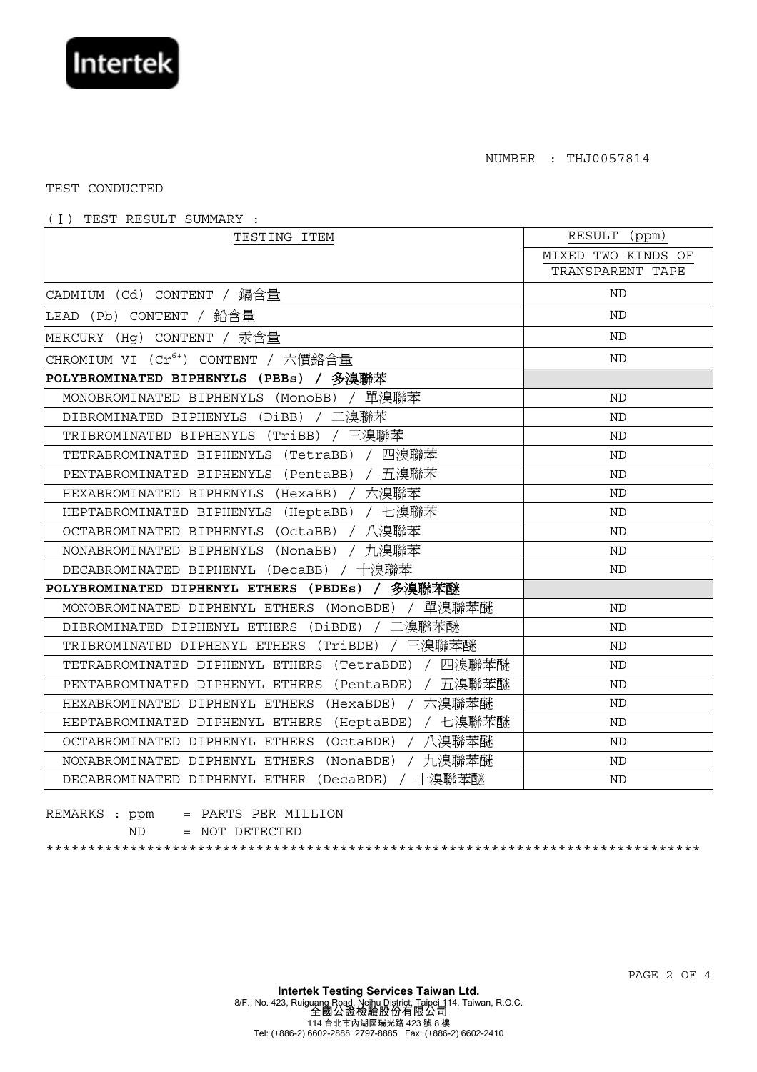NUMBER : THJ0057814

TEST CONDUCTED

(Ⅰ) TEST RESULT SUMMARY :

| TESTING ITEM | RESULT (ppm) |
|---|---|
| | MIXED TWO KINDS OF TRANSPARENT TAPE |
| CADMIUM (Cd) CONTENT / 鎘含量 | ND |
| LEAD (Pb) CONTENT / 鉛含量 | ND |
| MERCURY (Hg) CONTENT / 汞含量 | ND |
| CHROMIUM VI ($Cr^{6+}$) CONTENT / 六價鉻含量 | ND |
| **POLYBROMINATED BIPHENYLS (PBBs) / 多溴聯苯** | |
| MONOBROMINATED BIPHENYLS (MonoBB) / 單溴聯苯 | ND |
| DIBROMINATED BIPHENYLS (DiBB) / 二溴聯苯 | ND |
| TRIBROMINATED BIPHENYLS (TriBB) / 三溴聯苯 | ND |
| TETRABROMINATED BIPHENYLS (TetraBB) / 四溴聯苯 | ND |
| PENTABROMINATED BIPHENYLS (PentaBB) / 五溴聯苯 | ND |
| HEXABROMINATED BIPHENYLS (HexaBB) / 六溴聯苯 | ND |
| HEPTABROMINATED BIPHENYLS (HeptaBB) / 七溴聯苯 | ND |
| OCTABROMINATED BIPHENYLS (OctaBB) / 八溴聯苯 | ND |
| NONABROMINATED BIPHENYLS (NonaBB) / 九溴聯苯 | ND |
| DECABROMINATED BIPHENYL (DecaBB) / 十溴聯苯 | ND |
| **POLYBROMINATED DIPHENYL ETHERS (PBDEs) / 多溴聯苯醚** | |
| MONOBROMINATED DIPHENYL ETHERS (MonoBDE) / 單溴聯苯醚 | ND |
| DIBROMINATED DIPHENYL ETHERS (DiBDE) / 二溴聯苯醚 | ND |
| TRIBROMINATED DIPHENYL ETHERS (TriBDE) / 三溴聯苯醚 | ND |
| TETRABROMINATED DIPHENYL ETHERS (TetraBDE) / 四溴聯苯醚 | ND |
| PENTABROMINATED DIPHENYL ETHERS (PentaBDE) / 五溴聯苯醚 | ND |
| HEXABROMINATED DIPHENYL ETHERS (HexaBDE) / 六溴聯苯醚 | ND |
| HEPTABROMINATED DIPHENYL ETHERS (HeptaBDE) / 七溴聯苯醚 | ND |
| OCTABROMINATED DIPHENYL ETHERS (OctaBDE) / 八溴聯苯醚 | ND |
| NONABROMINATED DIPHENYL ETHERS (NonaBDE) / 九溴聯苯醚 | ND |
| DECABROMINATED DIPHENYL ETHER (DecaBDE) / 十溴聯苯醚 | ND |

REMARKS : ppm = PARTS PER MILLION
ND = NOT DETECTED

*******************************************************************************

**Intertek Testing Services Taiwan Ltd.**
8/F., No. 423, Ruiguang Road, Neihu District, Taipei 114, Taiwan, R.O.C.
**全國公證檢驗股份有限公司**
114 台北市內湖區瑞光路 423 號 8 樓
Tel: (+886-2) 6602-2888 2797-8885 Fax: (+886-2) 6602-2410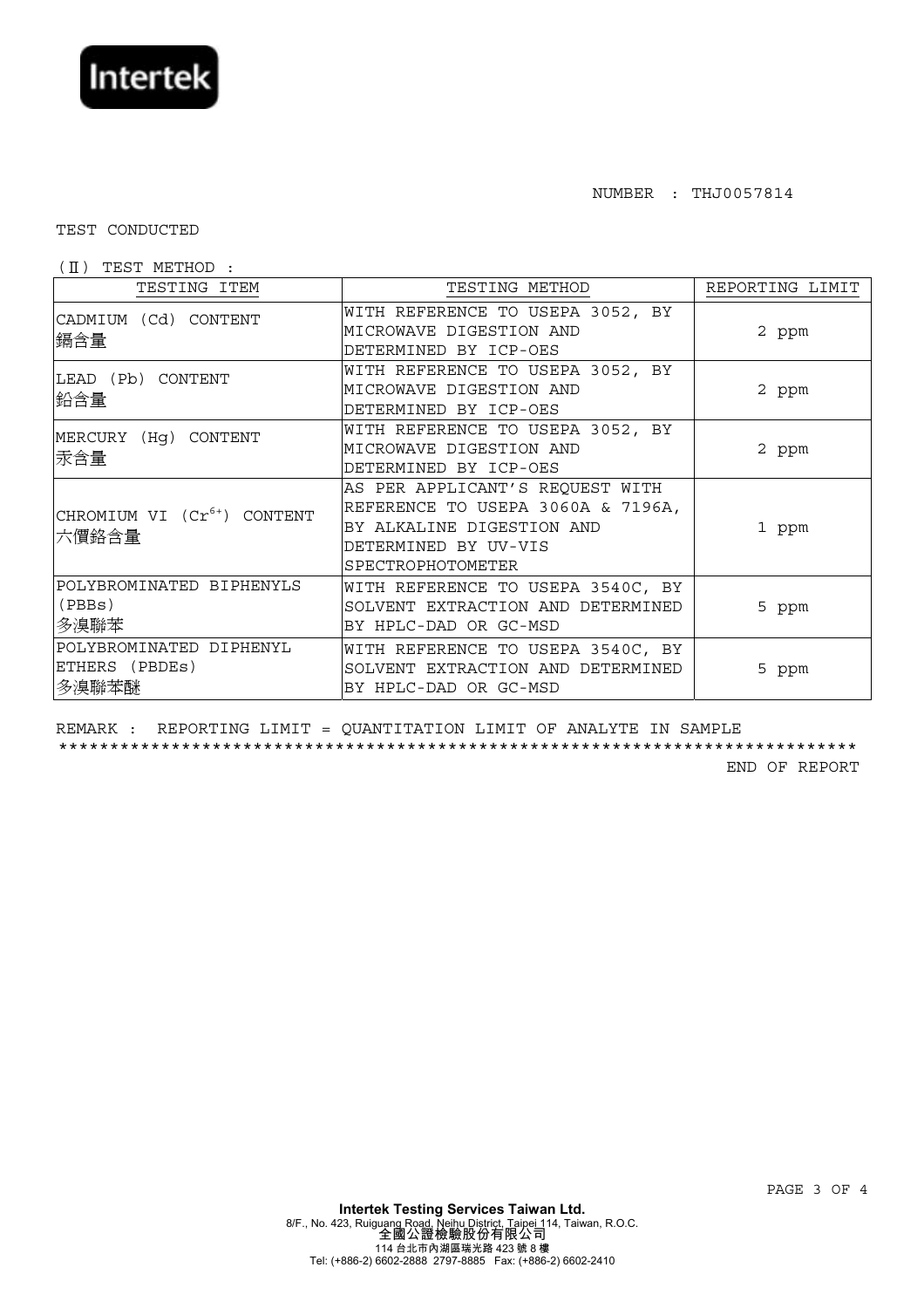NUMBER : THJ0057814

TEST CONDUCTED

(Ⅱ) TEST METHOD :

| TESTING ITEM | TESTING METHOD | REPORTING LIMIT |
|---|---|---|
| CADMIUM (Cd) CONTENT 鎘含量 | WITH REFERENCE TO USEPA 3052, BY MICROWAVE DIGESTION AND DETERMINED BY ICP-OES | 2 ppm |
| LEAD (Pb) CONTENT 鉛含量 | WITH REFERENCE TO USEPA 3052, BY MICROWAVE DIGESTION AND DETERMINED BY ICP-OES | 2 ppm |
| MERCURY (Hg) CONTENT 汞含量 | WITH REFERENCE TO USEPA 3052, BY MICROWAVE DIGESTION AND DETERMINED BY ICP-OES | 2 ppm |
| CHROMIUM VI ($Cr^{6+}$) CONTENT 六價鉻含量 | AS PER APPLICANT'S REQUEST WITH REFERENCE TO USEPA 3060A & 7196A, BY ALKALINE DIGESTION AND DETERMINED BY UV-VIS SPECTROPHOTOMETER | 1 ppm |
| POLYBROMINATED BIPHENYLS (PBBs) 多溴聯苯 | WITH REFERENCE TO USEPA 3540C, BY SOLVENT EXTRACTION AND DETERMINED BY HPLC-DAD OR GC-MSD | 5 ppm |
| POLYBROMINATED DIPHENYL ETHERS (PBDEs) 多溴聯苯醚 | WITH REFERENCE TO USEPA 3540C, BY SOLVENT EXTRACTION AND DETERMINED BY HPLC-DAD OR GC-MSD | 5 ppm |

REMARK : REPORTING LIMIT = QUANTITATION LIMIT OF ANALYTE IN SAMPLE

******************************************************************************

END OF REPORT

**Intertek Testing Services Taiwan Ltd.**
8/F., No. 423, Ruiguang Road, Neihu District, Taipei 114, Taiwan, R.O.C.
全國公證檢驗股份有限公司
114 台北市內湖區瑞光路 423 號 8 樓
Tel: (+886-2) 6602-2888 2797-8885 Fax: (+886-2) 6602-2410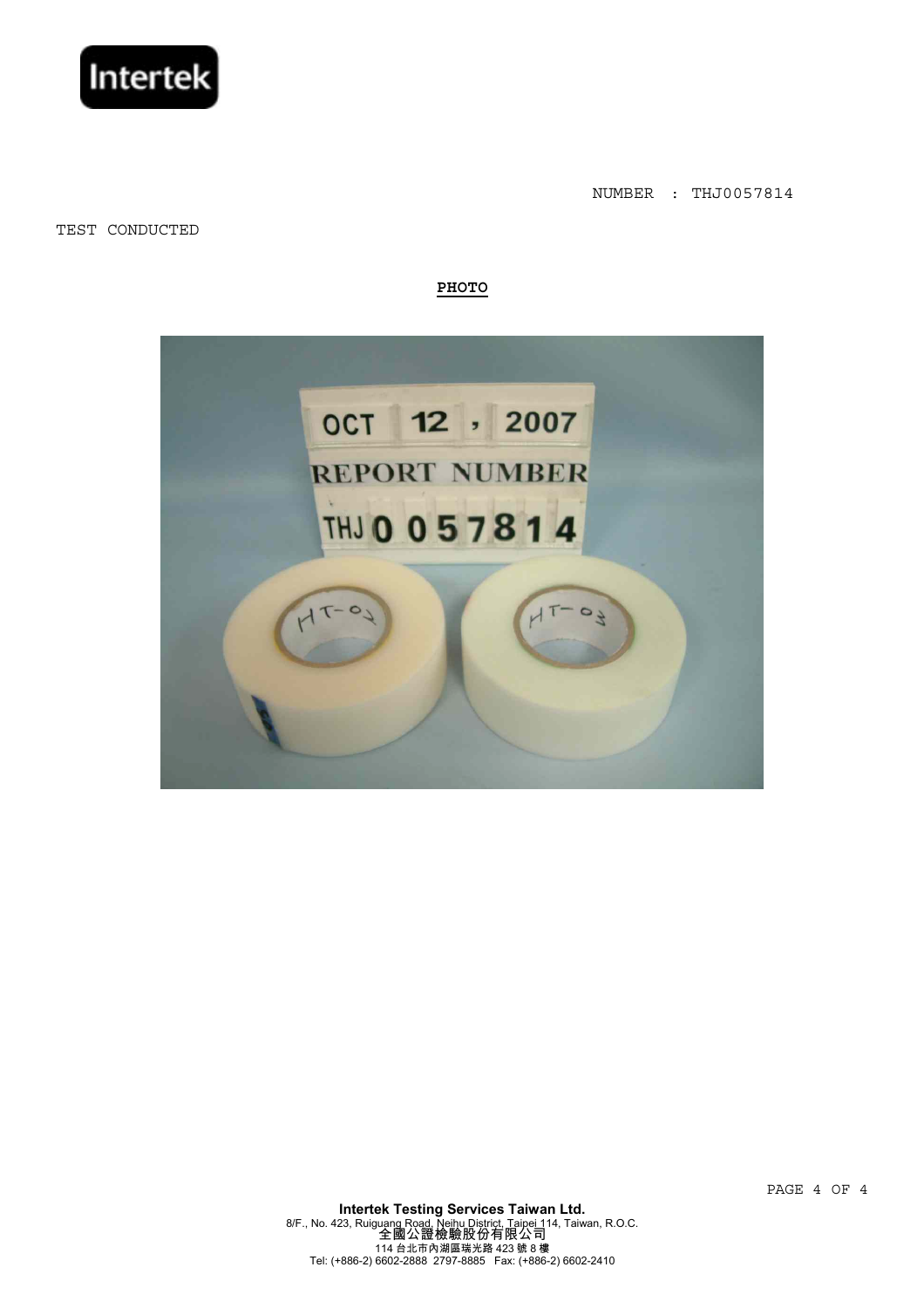NUMBER : THJ0057814

TEST CONDUCTED

**PHOTO**